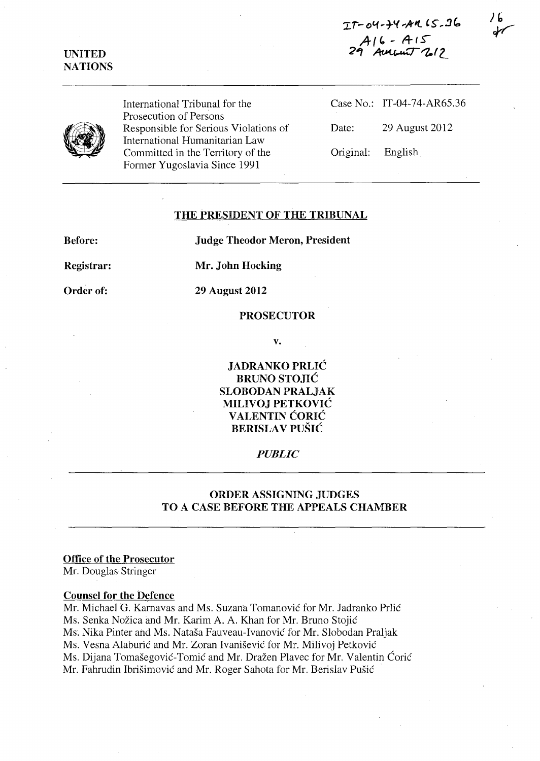IT-04-74-AR 65.36
A16 - A15
29 August 2012

UNITED NATIONS

International Tribunal for the Prosecution of Persons Responsible for Serious Violations of International Humanitarian Law Committed in the Territory of the Former Yugoslavia Since 1991

Case No.: IT-04-74-AR65.36

Date: 29 August 2012

Original: English

## THE PRESIDENT OF THE TRIBUNAL

**Before:** **Judge Theodor Meron, President**

**Registrar:** **Mr. John Hocking**

**Order of:** **29 August 2012**

**PROSECUTOR**

**v.**

**JADRANKO PRLIĆ**
**BRUNO STOJIĆ**
**SLOBODAN PRALJAK**
**MILIVOJ PETKOVIĆ**
**VALENTIN ĆORIĆ**
**BERISLAV PUŠIĆ**

***PUBLIC***

## ORDER ASSIGNING JUDGES TO A CASE BEFORE THE APPEALS CHAMBER

**Office of the Prosecutor**
Mr. Douglas Stringer

**Counsel for the Defence**
Mr. Michael G. Karnavas and Ms. Suzana Tomanović for Mr. Jadranko Prlić
Ms. Senka Nožica and Mr. Karim A. A. Khan for Mr. Bruno Stojić
Ms. Nika Pinter and Ms. Nataša Fauveau-Ivanović for Mr. Slobodan Praljak
Ms. Vesna Alaburić and Mr. Zoran Ivanišević for Mr. Milivoj Petković
Ms. Dijana Tomašegović-Tomić and Mr. Dražen Plavec for Mr. Valentin Ćorić
Mr. Fahrudin Ibrišimović and Mr. Roger Sahota for Mr. Berislav Pušić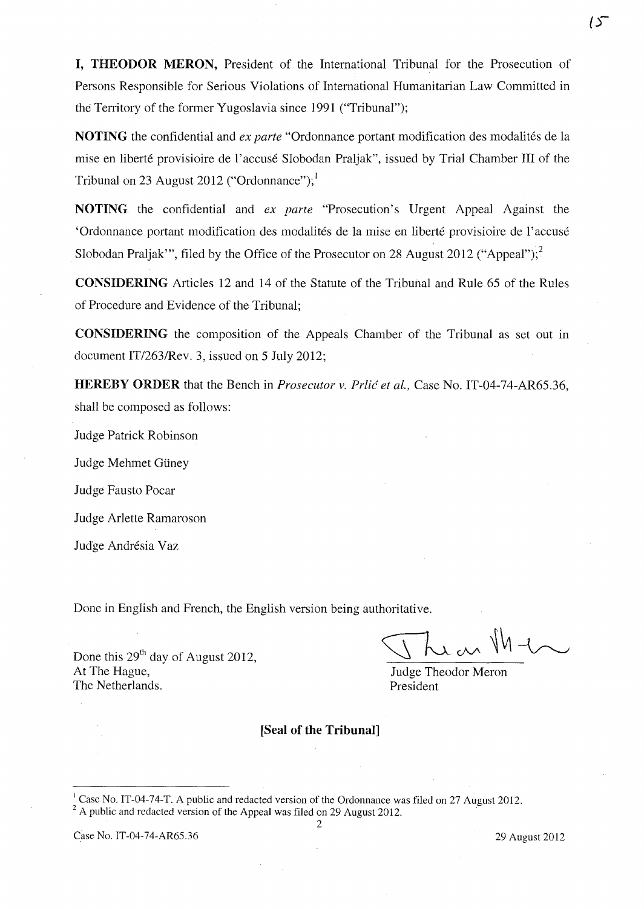**I, THEODOR MERON,** President of the International Tribunal for the Prosecution of Persons Responsible for Serious Violations of International Humanitarian Law Committed in the Territory of the former Yugoslavia since 1991 ("Tribunal");

**NOTING** the confidential and *ex parte* "Ordonnance portant modification des modalités de la mise en liberté provisioire de l'accusé Slobodan Praljak", issued by Trial Chamber III of the Tribunal on 23 August 2012 ("Ordonnance");[1]

**NOTING** the confidential and *ex parte* "Prosecution's Urgent Appeal Against the 'Ordonnance portant modification des modalités de la mise en liberté provisioire de l'accusé Slobodan Praljak'", filed by the Office of the Prosecutor on 28 August 2012 ("Appeal");[2]

**CONSIDERING** Articles 12 and 14 of the Statute of the Tribunal and Rule 65 of the Rules of Procedure and Evidence of the Tribunal;

**CONSIDERING** the composition of the Appeals Chamber of the Tribunal as set out in document IT/263/Rev. 3, issued on 5 July 2012;

**HEREBY ORDER** that the Bench in *Prosecutor v. Prlić et al.,* Case No. IT-04-74-AR65.36, shall be composed as follows:

Judge Patrick Robinson

Judge Mehmet Güney

Judge Fausto Pocar

Judge Arlette Ramaroson

Judge Andrésia Vaz

Done in English and French, the English version being authoritative.

Done this 29th day of August 2012,
At The Hague,
The Netherlands.

Judge Theodor Meron
President

**[Seal of the Tribunal]**

[1] Case No. IT-04-74-T. A public and redacted version of the Ordonnance was filed on 27 August 2012.

[2] A public and redacted version of the Appeal was filed on 29 August 2012.